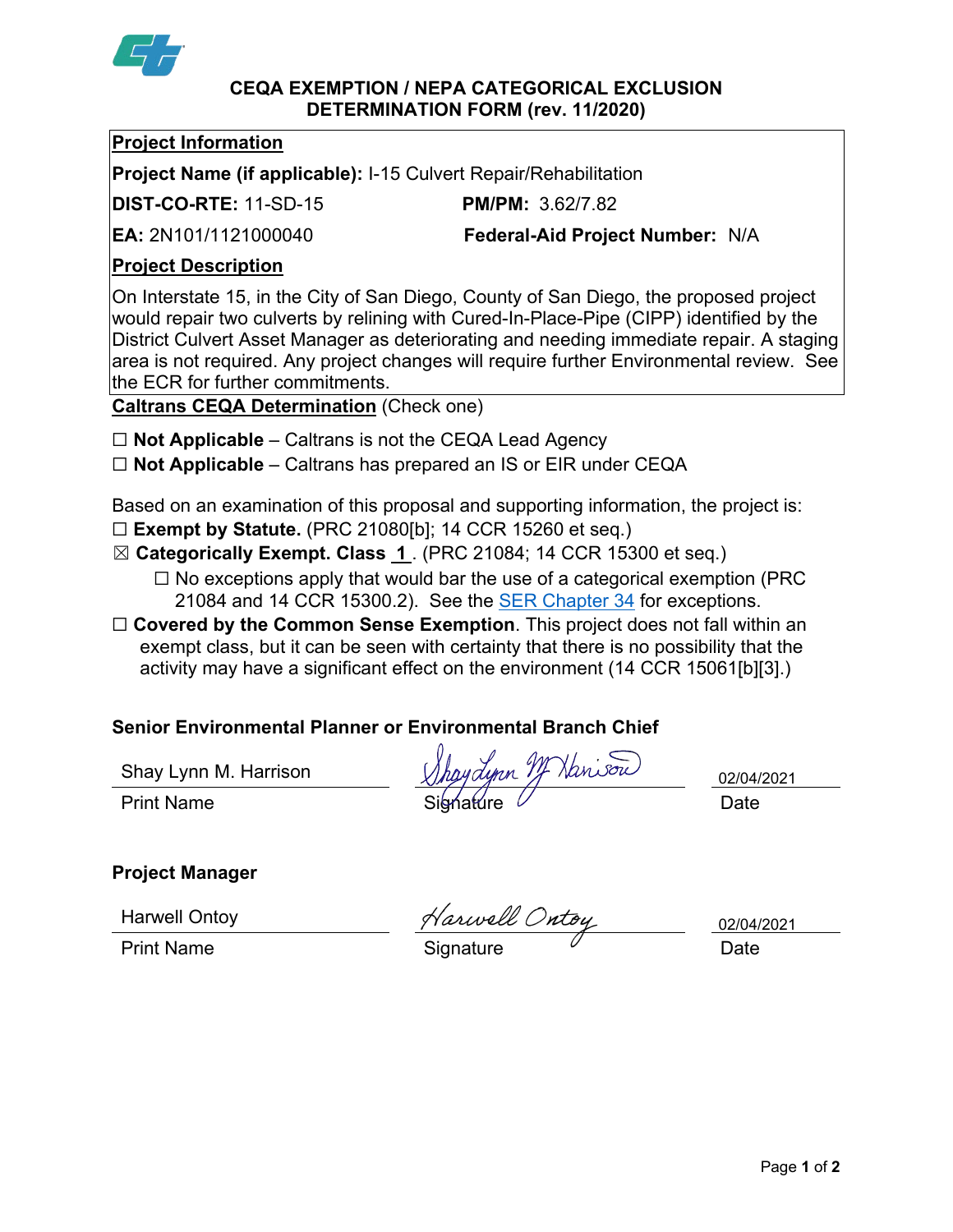# CEQA EXEMPTION / NEPA CATEGORICAL EXCLUSION DETERMINATION FORM (rev. 11/2020)

**Project Information**

**Project Name (if applicable):** I-15 Culvert Repair/Rehabilitation

**DIST-CO-RTE:** 11-SD-15 **PM/PM:** 3.62/7.82

**EA:** 2N101/1121000040 **Federal-Aid Project Number:** N/A

**Project Description**

On Interstate 15, in the City of San Diego, County of San Diego, the proposed project would repair two culverts by relining with Cured-In-Place-Pipe (CIPP) identified by the District Culvert Asset Manager as deteriorating and needing immediate repair. A staging area is not required. Any project changes will require further Environmental review. See the ECR for further commitments.

**Caltrans CEQA Determination** (Check one)

☐ **Not Applicable** – Caltrans is not the CEQA Lead Agency

☐ **Not Applicable** – Caltrans has prepared an IS or EIR under CEQA

Based on an examination of this proposal and supporting information, the project is:

☐ **Exempt by Statute.** (PRC 21080[b]; 14 CCR 15260 et seq.)

☒ **Categorically Exempt. Class 1**. (PRC 21084; 14 CCR 15300 et seq.)

☐ No exceptions apply that would bar the use of a categorical exemption (PRC 21084 and 14 CCR 15300.2). See the SER Chapter 34 for exceptions.

☐ **Covered by the Common Sense Exemption**. This project does not fall within an exempt class, but it can be seen with certainty that there is no possibility that the activity may have a significant effect on the environment (14 CCR 15061[b][3].)

**Senior Environmental Planner or Environmental Branch Chief**

| Shay Lynn M. Harrison | Shay Lynn M. Harrison | 02/04/2021 |
|---|---|---|
| Print Name | Signature | Date |

**Project Manager**

| Harwell Ontoy | Harwell Ontoy | 02/04/2021 |
|---|---|---|
| Print Name | Signature | Date |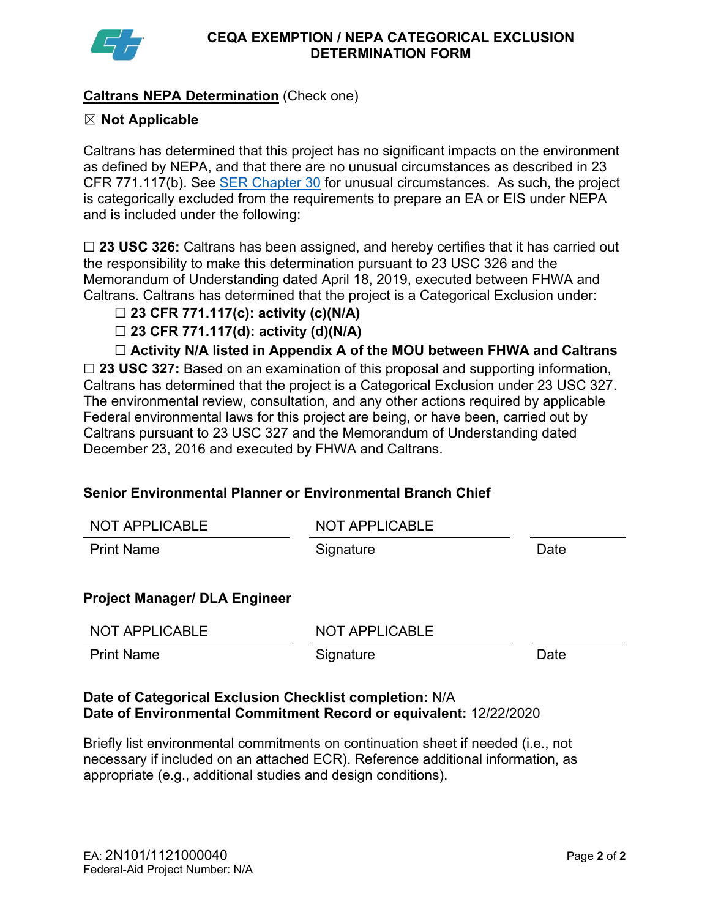# CEQA EXEMPTION / NEPA CATEGORICAL EXCLUSION DETERMINATION FORM

**Caltrans NEPA Determination** (Check one)

☒ **Not Applicable**

Caltrans has determined that this project has no significant impacts on the environment as defined by NEPA, and that there are no unusual circumstances as described in 23 CFR 771.117(b). See SER Chapter 30 for unusual circumstances. As such, the project is categorically excluded from the requirements to prepare an EA or EIS under NEPA and is included under the following:

☐ **23 USC 326:** Caltrans has been assigned, and hereby certifies that it has carried out the responsibility to make this determination pursuant to 23 USC 326 and the Memorandum of Understanding dated April 18, 2019, executed between FHWA and Caltrans. Caltrans has determined that the project is a Categorical Exclusion under:

- ☐ **23 CFR 771.117(c): activity (c)(N/A)**
- ☐ **23 CFR 771.117(d): activity (d)(N/A)**
- ☐ **Activity N/A listed in Appendix A of the MOU between FHWA and Caltrans**

☐ **23 USC 327:** Based on an examination of this proposal and supporting information, Caltrans has determined that the project is a Categorical Exclusion under 23 USC 327. The environmental review, consultation, and any other actions required by applicable Federal environmental laws for this project are being, or have been, carried out by Caltrans pursuant to 23 USC 327 and the Memorandum of Understanding dated December 23, 2016 and executed by FHWA and Caltrans.

**Senior Environmental Planner or Environmental Branch Chief**

| NOT APPLICABLE | NOT APPLICABLE | |
| --- | --- | --- |
| Print Name | Signature | Date |

**Project Manager/ DLA Engineer**

| NOT APPLICABLE | NOT APPLICABLE | |
| --- | --- | --- |
| Print Name | Signature | Date |

**Date of Categorical Exclusion Checklist completion:** N/A
**Date of Environmental Commitment Record or equivalent:** 12/22/2020

Briefly list environmental commitments on continuation sheet if needed (i.e., not necessary if included on an attached ECR). Reference additional information, as appropriate (e.g., additional studies and design conditions).

EA: 2N101/1121000040
Federal-Aid Project Number: N/A